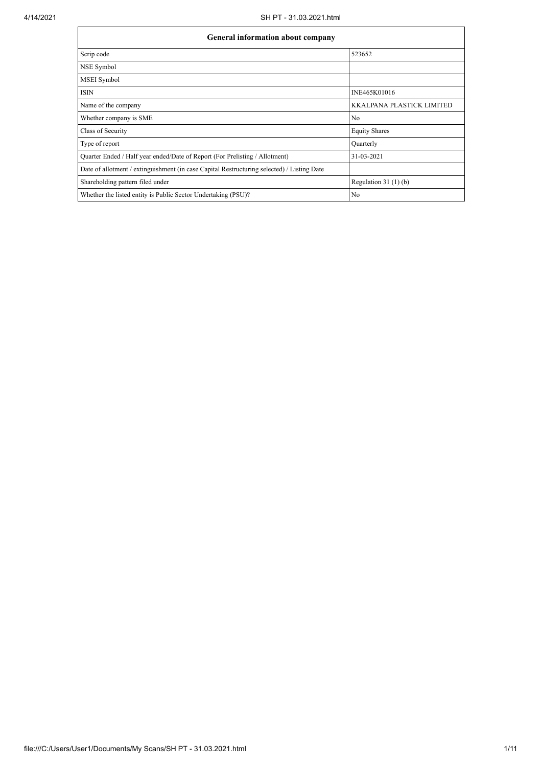| General information about company | |
|---|---|
| Scrip code | 523652 |
| NSE Symbol | |
| MSEI Symbol | |
| ISIN | INE465K01016 |
| Name of the company | KKALPANA PLASTICK LIMITED |
| Whether company is SME | No |
| Class of Security | Equity Shares |
| Type of report | Quarterly |
| Quarter Ended / Half year ended/Date of Report (For Prelisting / Allotment) | 31-03-2021 |
| Date of allotment / extinguishment (in case Capital Restructuring selected) / Listing Date | |
| Shareholding pattern filed under | Regulation 31 (1) (b) |
| Whether the listed entity is Public Sector Undertaking (PSU)? | No |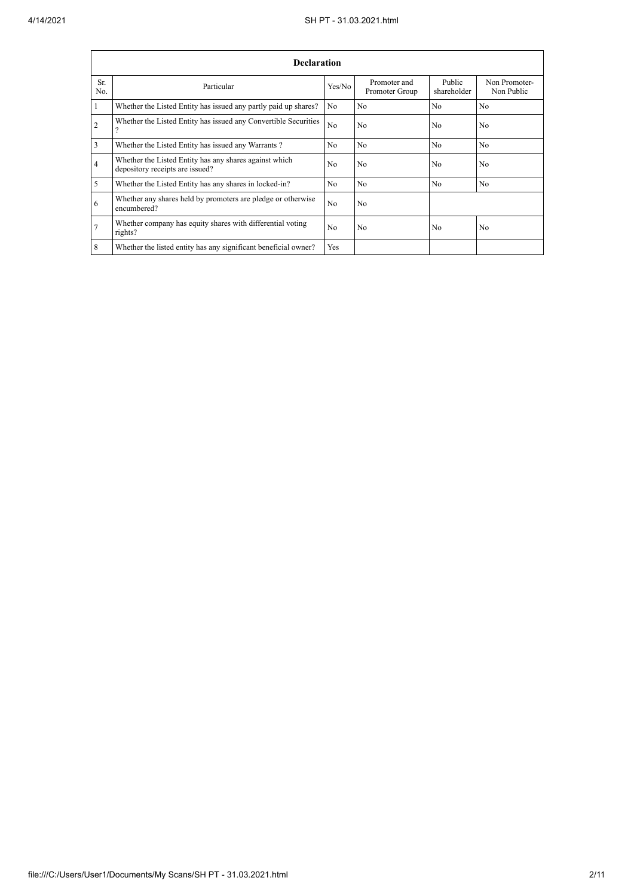| Declaration | | | | | |
|---|---|---|---|---|---|
| Sr. No. | Particular | Yes/No | Promoter and Promoter Group | Public shareholder | Non Promoter- Non Public |
| 1 | Whether the Listed Entity has issued any partly paid up shares? | No | No | No | No |
| 2 | Whether the Listed Entity has issued any Convertible Securities ? | No | No | No | No |
| 3 | Whether the Listed Entity has issued any Warrants ? | No | No | No | No |
| 4 | Whether the Listed Entity has any shares against which depository receipts are issued? | No | No | No | No |
| 5 | Whether the Listed Entity has any shares in locked-in? | No | No | No | No |
| 6 | Whether any shares held by promoters are pledge or otherwise encumbered? | No | No | | |
| 7 | Whether company has equity shares with differential voting rights? | No | No | No | No |
| 8 | Whether the listed entity has any significant beneficial owner? | Yes | | | |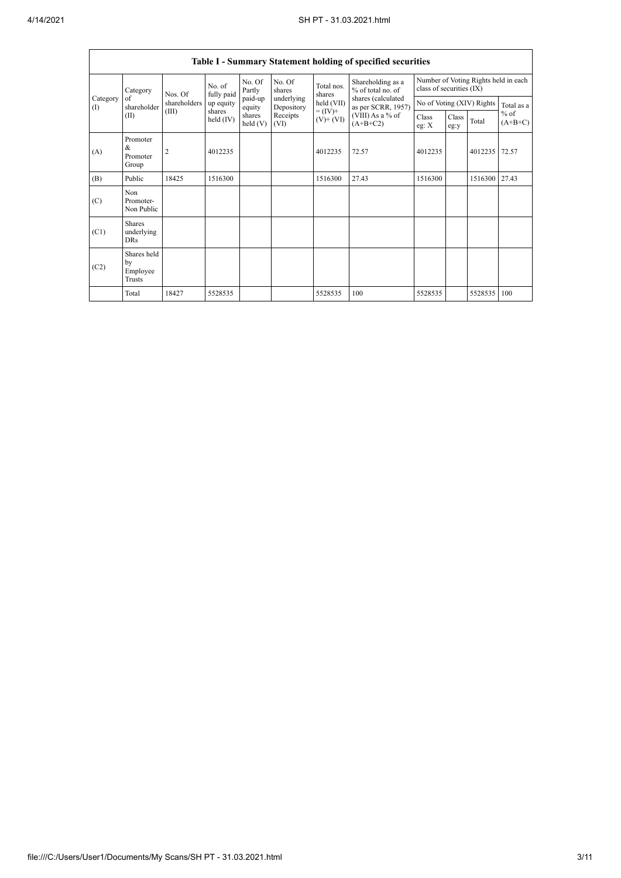## Table I - Summary Statement holding of specified securities

| Category (I) | Category of shareholder (II) | Nos. Of shareholders (III) | No. of fully paid up equity shares held (IV) | No. Of Partly paid-up equity shares held (V) | No. Of shares underlying Depository Receipts (VI) | Total nos. shares held (VII) = (IV)+ (V)+ (VI) | Shareholding as a % of total no. of shares (calculated as per SCRR, 1957) (VIII) As a % of (A+B+C2) | Number of Voting Rights held in each class of securities (IX) | | | |
|---|---|---|---|---|---|---|---|---|---|---|---|
| | | | | | | | | No of Voting (XIV) Rights | | | Total as a % of (A+B+C) |
| | | | | | | | | Class eg: X | Class eg:y | Total | |
| (A) | Promoter & Promoter Group | 2 | 4012235 | | | 4012235 | 72.57 | 4012235 | | 4012235 | 72.57 |
| (B) | Public | 18425 | 1516300 | | | 1516300 | 27.43 | 1516300 | | 1516300 | 27.43 |
| (C) | Non Promoter- Non Public | | | | | | | | | | |
| (C1) | Shares underlying DRs | | | | | | | | | | |
| (C2) | Shares held by Employee Trusts | | | | | | | | | | |
| | Total | 18427 | 5528535 | | | 5528535 | 100 | 5528535 | | 5528535 | 100 |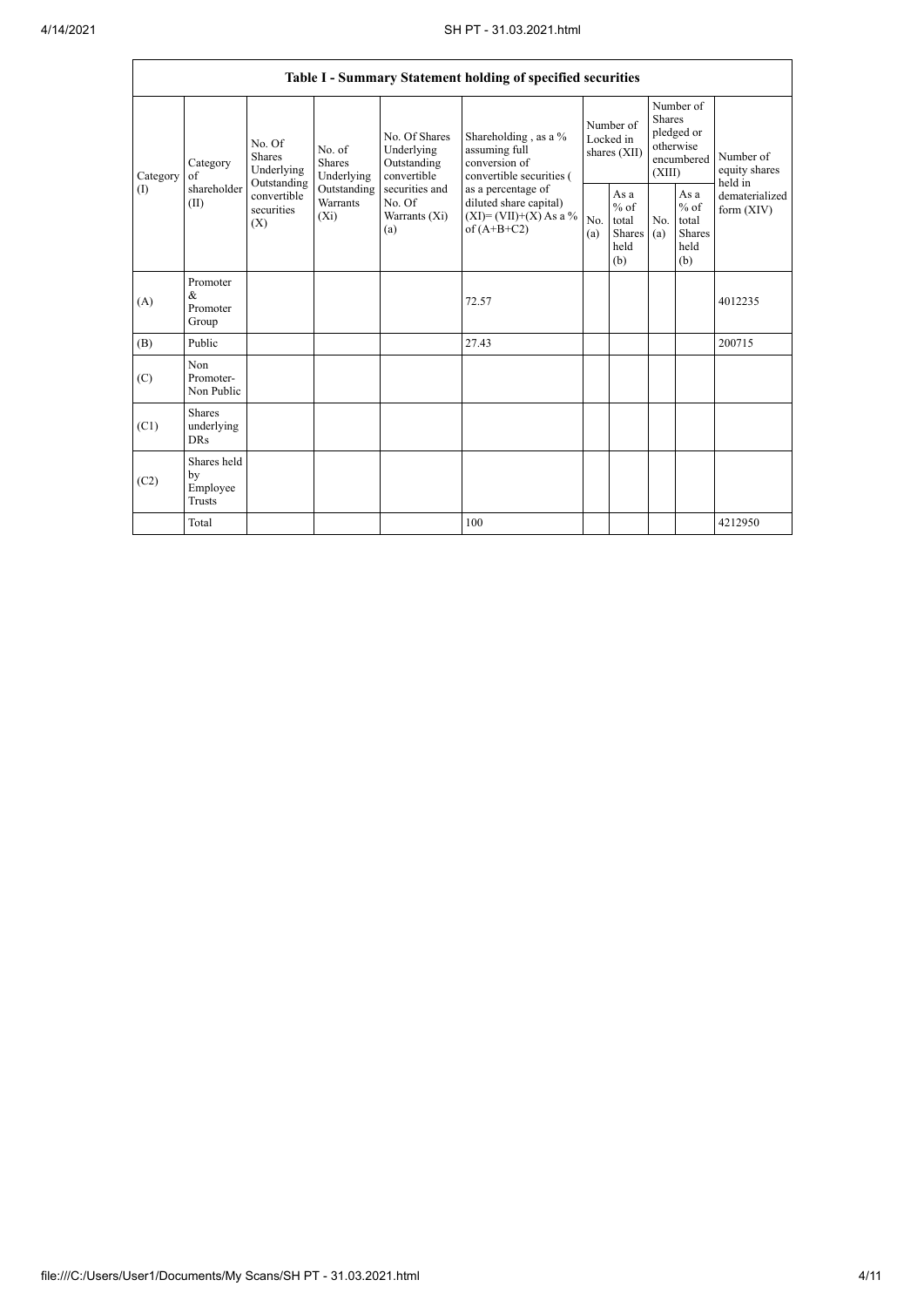| Table I - Summary Statement holding of specified securities | | | | | | | | | | | |
|---|---|---|---|---|---|---|---|---|---|---|---|
| Category (I) | Category of shareholder (II) | No. Of Shares Underlying Outstanding convertible securities (X) | No. of Shares Underlying Outstanding Warrants (Xi) | No. Of Shares Underlying Outstanding convertible securities and No. Of Warrants (Xi) (a) | Shareholding , as a % assuming full conversion of convertible securities ( as a percentage of diluted share capital) (XI)= (VII)+(X) As a % of (A+B+C2) | Number of Locked in shares (XII) | | Number of Shares pledged or otherwise encumbered (XIII) | | Number of equity shares held in dematerialized form (XIV) |
| | | | | | | No. (a) | As a % of total Shares held (b) | No. (a) | As a % of total Shares held (b) | |
| (A) | Promoter & Promoter Group | | | | 72.57 | | | | | 4012235 |
| (B) | Public | | | | 27.43 | | | | | 200715 |
| (C) | Non Promoter- Non Public | | | | | | | | | |
| (C1) | Shares underlying DRs | | | | | | | | | |
| (C2) | Shares held by Employee Trusts | | | | | | | | | |
| | Total | | | | 100 | | | | | 4212950 |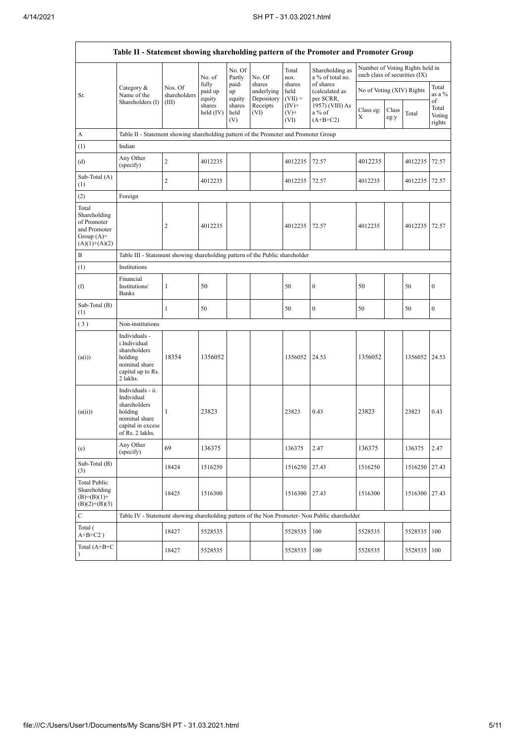| Table II - Statement showing shareholding pattern of the Promoter and Promoter Group | | | | | | | | | | | | |
|---|---|---|---|---|---|---|---|---|---|---|---|---|
| Sr. | Category & Name of the Shareholders (I) | Nos. Of shareholders (III) | No. of fully paid up equity shares held (IV) | No. Of Partly paid-up equity shares held (V) | No. Of shares underlying Depository Receipts (VI) | Total nos. shares held (VII) = (IV)+ (V)+ (VI) | Shareholding as a % of total no. of shares (calculated as per SCRR, 1957) (VIII) As a % of (A+B+C2) | Number of Voting Rights held in each class of securities (IX) | | | |
| | | | | | | | | No of Voting (XIV) Rights | | | Total as a % of Total Voting rights |
| | | | | | | | | Class eg: X | Class eg:y | Total | |
| A | Table II - Statement showing shareholding pattern of the Promoter and Promoter Group | | | | | | | | | | |
| (1) | Indian | | | | | | | | | | |
| (d) | Any Other (specify) | 2 | 4012235 | | | 4012235 | 72.57 | 4012235 | | 4012235 | 72.57 |
| Sub-Total (A) (1) | | 2 | 4012235 | | | 4012235 | 72.57 | 4012235 | | 4012235 | 72.57 |
| (2) | Foreign | | | | | | | | | | |
| Total Shareholding of Promoter and Promoter Group (A)= (A)(1)+(A)(2) | | 2 | 4012235 | | | 4012235 | 72.57 | 4012235 | | 4012235 | 72.57 |
| B | Table III - Statement showing shareholding pattern of the Public shareholder | | | | | | | | | | |
| (1) | Institutions | | | | | | | | | | |
| (f) | Financial Institutions/ Banks | 1 | 50 | | | 50 | 0 | 50 | | 50 | 0 |
| Sub-Total (B) (1) | | 1 | 50 | | | 50 | 0 | 50 | | 50 | 0 |
| (3) | Non-institutions | | | | | | | | | | |
| (a(i)) | Individuals - i.Individual shareholders holding nominal share capital up to Rs. 2 lakhs. | 18354 | 1356052 | | | 1356052 | 24.53 | 1356052 | | 1356052 | 24.53 |
| (a(ii)) | Individuals - ii. Individual shareholders holding nominal share capital in excess of Rs. 2 lakhs. | 1 | 23823 | | | 23823 | 0.43 | 23823 | | 23823 | 0.43 |
| (e) | Any Other (specify) | 69 | 136375 | | | 136375 | 2.47 | 136375 | | 136375 | 2.47 |
| Sub-Total (B) (3) | | 18424 | 1516250 | | | 1516250 | 27.43 | 1516250 | | 1516250 | 27.43 |
| Total Public Shareholding (B)=(B)(1)+ (B)(2)+(B)(3) | | 18425 | 1516300 | | | 1516300 | 27.43 | 1516300 | | 1516300 | 27.43 |
| C | Table IV - Statement showing shareholding pattern of the Non Promoter- Non Public shareholder | | | | | | | | | | |
| Total ( A+B+C2 ) | | 18427 | 5528535 | | | 5528535 | 100 | 5528535 | | 5528535 | 100 |
| Total (A+B+C ) | | 18427 | 5528535 | | | 5528535 | 100 | 5528535 | | 5528535 | 100 |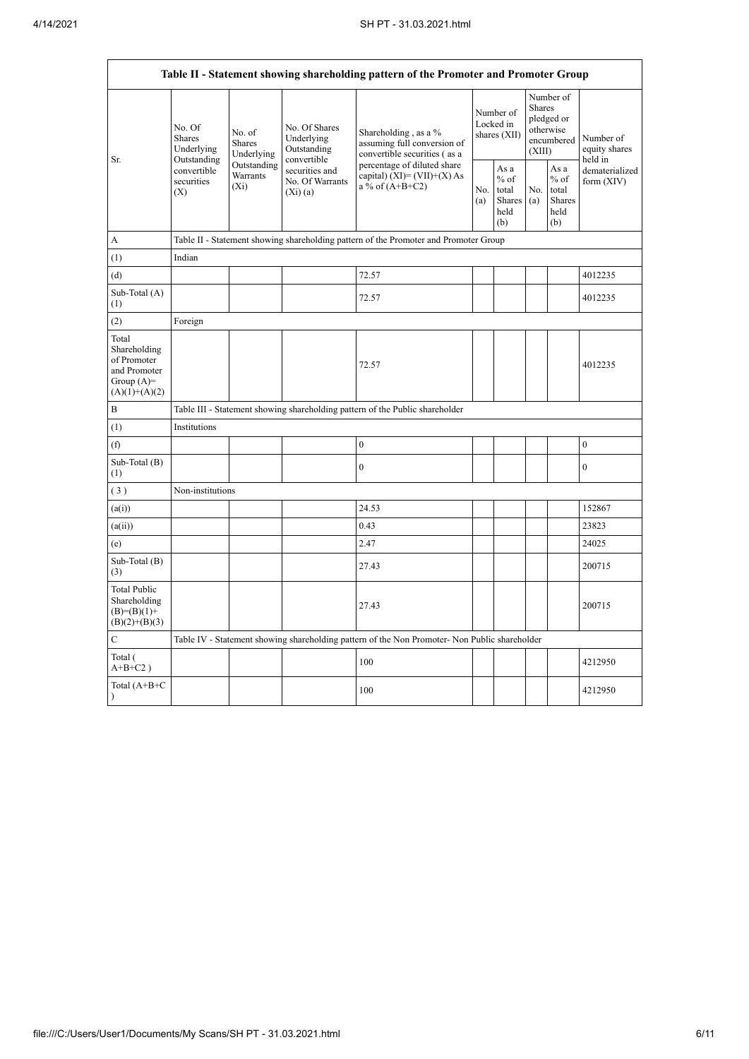| Table II - Statement showing shareholding pattern of the Promoter and Promoter Group | | | | | | | | | |
|---|---|---|---|---|---|---|---|---|---|
| Sr. | No. Of Shares Underlying Outstanding convertible securities (X) | No. of Shares Underlying Outstanding Warrants (Xi) | No. Of Shares Underlying Outstanding convertible securities and No. Of Warrants (Xi) (a) | Shareholding , as a % assuming full conversion of convertible securities ( as a percentage of diluted share capital) (XI)= (VII)+(X) As a % of (A+B+C2) | Number of Locked in shares (XII) | | Number of Shares pledged or otherwise encumbered (XIII) | | Number of equity shares held in dematerialized form (XIV) |
| | | | | | No. (a) | As a % of total Shares held (b) | No. (a) | As a % of total Shares held (b) | |
| A | Table II - Statement showing shareholding pattern of the Promoter and Promoter Group | | | | | | | | |
| (1) | Indian | | | | | | | | |
| (d) | | | | 72.57 | | | | | 4012235 |
| Sub-Total (A) (1) | | | | 72.57 | | | | | 4012235 |
| (2) | Foreign | | | | | | | | |
| Total Shareholding of Promoter and Promoter Group (A)= (A)(1)+(A)(2) | | | | 72.57 | | | | | 4012235 |
| B | Table III - Statement showing shareholding pattern of the Public shareholder | | | | | | | | |
| (1) | Institutions | | | | | | | | |
| (f) | | | | 0 | | | | | 0 |
| Sub-Total (B) (1) | | | | 0 | | | | | 0 |
| ( 3 ) | Non-institutions | | | | | | | | |
| (a(i)) | | | | 24.53 | | | | | 152867 |
| (a(ii)) | | | | 0.43 | | | | | 23823 |
| (e) | | | | 2.47 | | | | | 24025 |
| Sub-Total (B) (3) | | | | 27.43 | | | | | 200715 |
| Total Public Shareholding (B)=(B)(1)+(B)(2)+(B)(3) | | | | 27.43 | | | | | 200715 |
| C | Table IV - Statement showing shareholding pattern of the Non Promoter- Non Public shareholder | | | | | | | | |
| Total ( A+B+C2 ) | | | | 100 | | | | | 4212950 |
| Total (A+B+C ) | | | | 100 | | | | | 4212950 |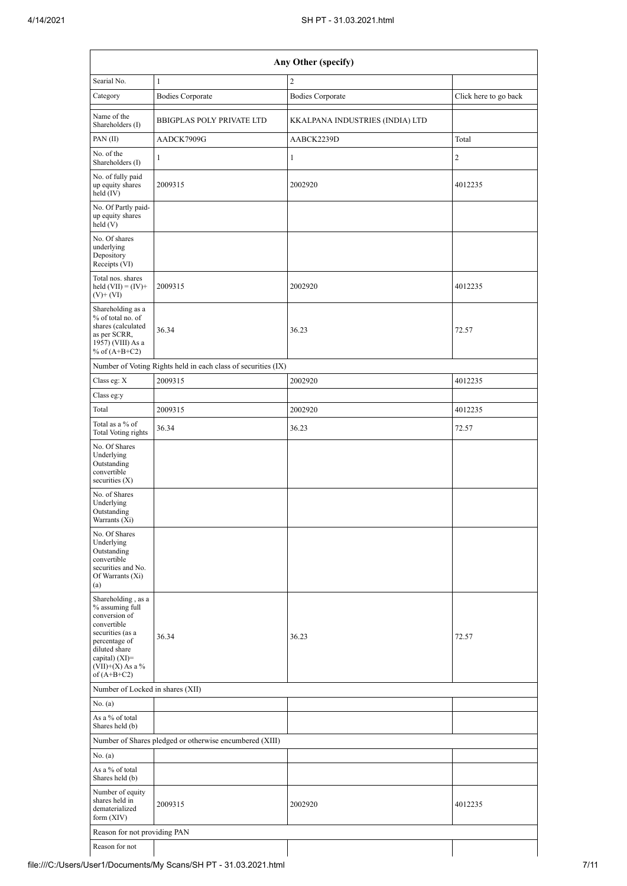| Any Other (specify) | | | |
|---|---|---|---|
| Searial No. | 1 | 2 | |
| Category | Bodies Corporate | Bodies Corporate | Click here to go back |
| Name of the Shareholders (I) | BBIGPLAS POLY PRIVATE LTD | KKALPANA INDUSTRIES (INDIA) LTD | |
| PAN (II) | AADCK7909G | AABCK2239D | Total |
| No. of the Shareholders (I) | 1 | 1 | 2 |
| No. of fully paid up equity shares held (IV) | 2009315 | 2002920 | 4012235 |
| No. Of Partly paid-up equity shares held (V) | | | |
| No. Of shares underlying Depository Receipts (VI) | | | |
| Total nos. shares held (VII) = (IV)+ (V)+ (VI) | 2009315 | 2002920 | 4012235 |
| Shareholding as a % of total no. of shares (calculated as per SCRR, 1957) (VIII) As a % of (A+B+C2) | 36.34 | 36.23 | 72.57 |
| Number of Voting Rights held in each class of securities (IX) | | | |
| Class eg: X | 2009315 | 2002920 | 4012235 |
| Class eg:y | | | |
| Total | 2009315 | 2002920 | 4012235 |
| Total as a % of Total Voting rights | 36.34 | 36.23 | 72.57 |
| No. Of Shares Underlying Outstanding convertible securities (X) | | | |
| No. of Shares Underlying Outstanding Warrants (Xi) | | | |
| No. Of Shares Underlying Outstanding convertible securities and No. Of Warrants (Xi) (a) | | | |
| Shareholding , as a % assuming full conversion of convertible securities (as a percentage of diluted share capital) (XI)= (VII)+(X) As a % of (A+B+C2) | 36.34 | 36.23 | 72.57 |
| Number of Locked in shares (XII) | | | |
| No. (a) | | | |
| As a % of total Shares held (b) | | | |
| Number of Shares pledged or otherwise encumbered (XIII) | | | |
| No. (a) | | | |
| As a % of total Shares held (b) | | | |
| Number of equity shares held in dematerialized form (XIV) | 2009315 | 2002920 | 4012235 |
| Reason for not providing PAN | | | |
| Reason for not | | | |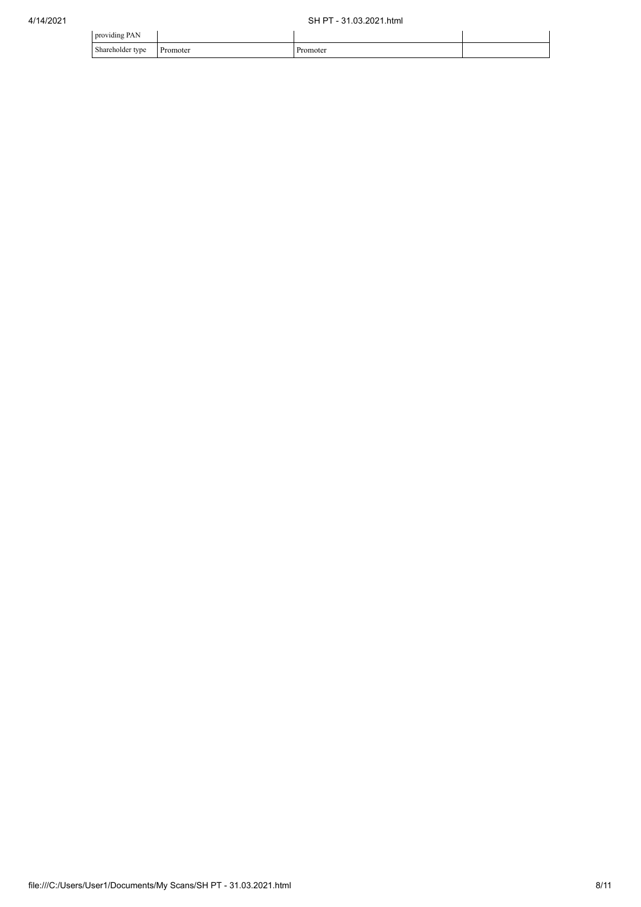| | | | |
|---|---|---|---|
| providing PAN | | | |
| Shareholder type | Promoter | Promoter | |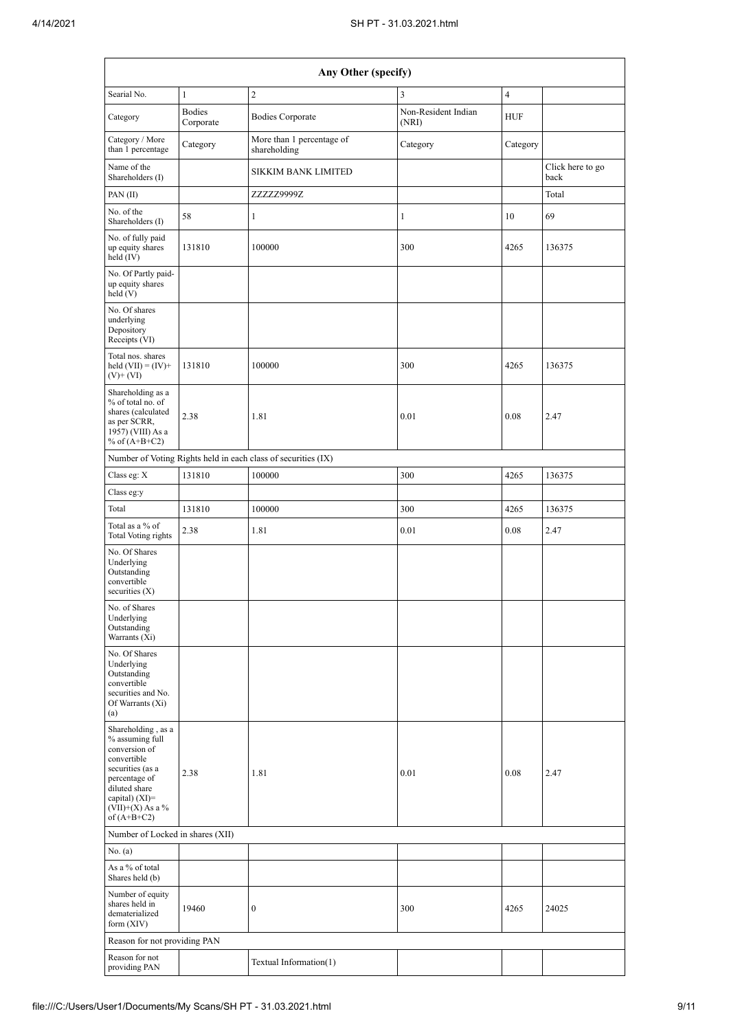| Any Other (specify) | | | | | |
|---|---|---|---|---|---|
| Searial No. | 1 | 2 | 3 | 4 | |
| Category | Bodies Corporate | Bodies Corporate | Non-Resident Indian (NRI) | HUF | |
| Category / More than 1 percentage | Category | More than 1 percentage of shareholding | Category | Category | |
| Name of the Shareholders (I) | | SIKKIM BANK LIMITED | | | Click here to go back |
| PAN (II) | | ZZZZZ9999Z | | | Total |
| No. of the Shareholders (I) | 58 | 1 | 1 | 10 | 69 |
| No. of fully paid up equity shares held (IV) | 131810 | 100000 | 300 | 4265 | 136375 |
| No. Of Partly paid-up equity shares held (V) | | | | | |
| No. Of shares underlying Depository Receipts (VI) | | | | | |
| Total nos. shares held (VII) = (IV)+(V)+ (VI) | 131810 | 100000 | 300 | 4265 | 136375 |
| Shareholding as a % of total no. of shares (calculated as per SCRR, 1957) (VIII) As a % of (A+B+C2) | 2.38 | 1.81 | 0.01 | 0.08 | 2.47 |
| Number of Voting Rights held in each class of securities (IX) | | | | | |
| Class eg: X | 131810 | 100000 | 300 | 4265 | 136375 |
| Class eg:y | | | | | |
| Total | 131810 | 100000 | 300 | 4265 | 136375 |
| Total as a % of Total Voting rights | 2.38 | 1.81 | 0.01 | 0.08 | 2.47 |
| No. Of Shares Underlying Outstanding convertible securities (X) | | | | | |
| No. of Shares Underlying Outstanding Warrants (Xi) | | | | | |
| No. Of Shares Underlying Outstanding convertible securities and No. Of Warrants (Xi) (a) | | | | | |
| Shareholding , as a % assuming full conversion of convertible securities (as a percentage of diluted share capital) (XI)= (VII)+(X) As a % of (A+B+C2) | 2.38 | 1.81 | 0.01 | 0.08 | 2.47 |
| Number of Locked in shares (XII) | | | | | |
| No. (a) | | | | | |
| As a % of total Shares held (b) | | | | | |
| Number of equity shares held in dematerialized form (XIV) | 19460 | 0 | 300 | 4265 | 24025 |
| Reason for not providing PAN | | | | | |
| Reason for not providing PAN | | Textual Information(1) | | | |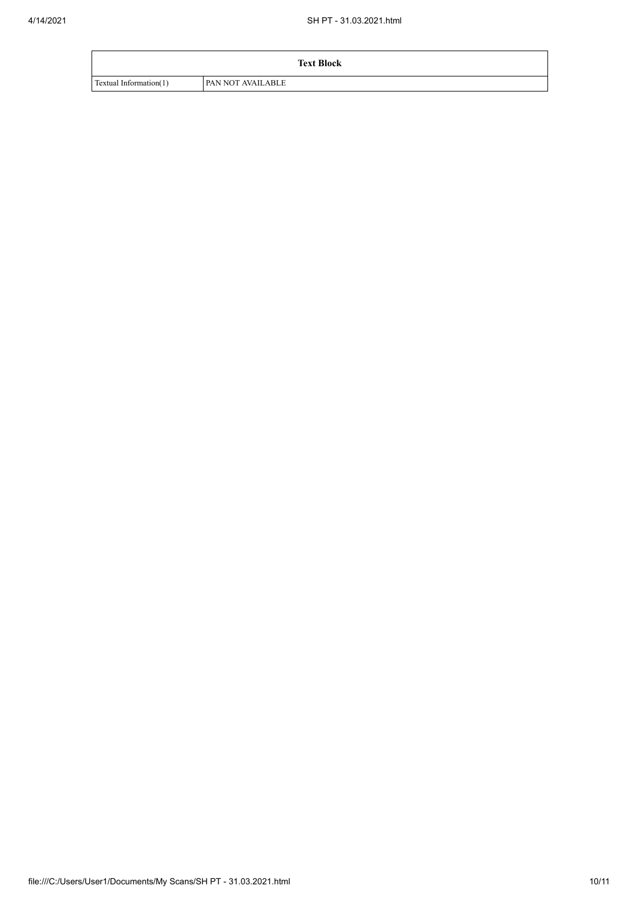| Text Block | |
|---|---|
| Textual Information(1) | PAN NOT AVAILABLE |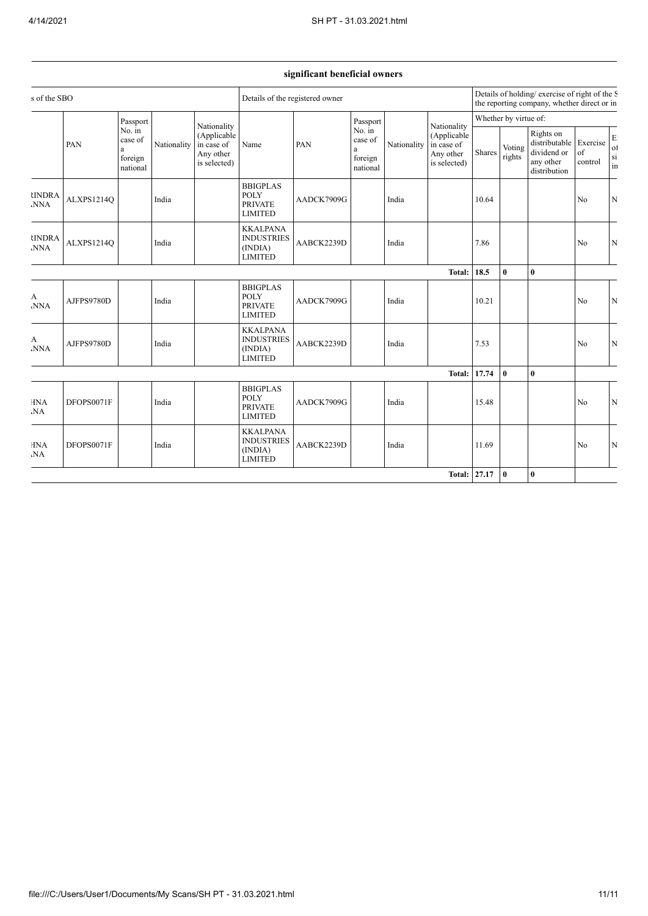## significant beneficial owners

| s of the SBO | | | | | Details of the registered owner | | | | | Details of holding/ exercise of right of the S the reporting company, whether direct or in | | | | |
|---|---|---|---|---|---|---|---|---|---|---|---|---|---|---|
| | | | | | | | | | | Whether by virtue of: | | | | |
| | PAN | Passport No. in case of a foreign national | Nationality | Nationality (Applicable in case of Any other is selected) | Name | PAN | Passport No. in case of a foreign national | Nationality | Nationality (Applicable in case of Any other is selected) | Shares | Voting rights | Rights on distributable dividend or any other distribution | Exercise of control | E of si in |
| RINDRA NNA | ALXPS1214Q | | India | | BBIGPLAS POLY PRIVATE LIMITED | AADCK7909G | | India | | 10.64 | | | No | N |
| RINDRA NNA | ALXPS1214Q | | India | | KKALPANA INDUSTRIES (INDIA) LIMITED | AABCK2239D | | India | | 7.86 | | | No | N |
| | | | | | | | | | Total: | 18.5 | 0 | 0 | | |
| A NNA | AJFPS9780D | | India | | BBIGPLAS POLY PRIVATE LIMITED | AADCK7909G | | India | | 10.21 | | | No | N |
| A NNA | AJFPS9780D | | India | | KKALPANA INDUSTRIES (INDIA) LIMITED | AABCK2239D | | India | | 7.53 | | | No | N |
| | | | | | | | | | Total: | 17.74 | 0 | 0 | | |
| HNA NA | DFOPS0071F | | India | | BBIGPLAS POLY PRIVATE LIMITED | AADCK7909G | | India | | 15.48 | | | No | N |
| HNA NA | DFOPS0071F | | India | | KKALPANA INDUSTRIES (INDIA) LIMITED | AABCK2239D | | India | | 11.69 | | | No | N |
| | | | | | | | | | Total: | 27.17 | 0 | 0 | | |